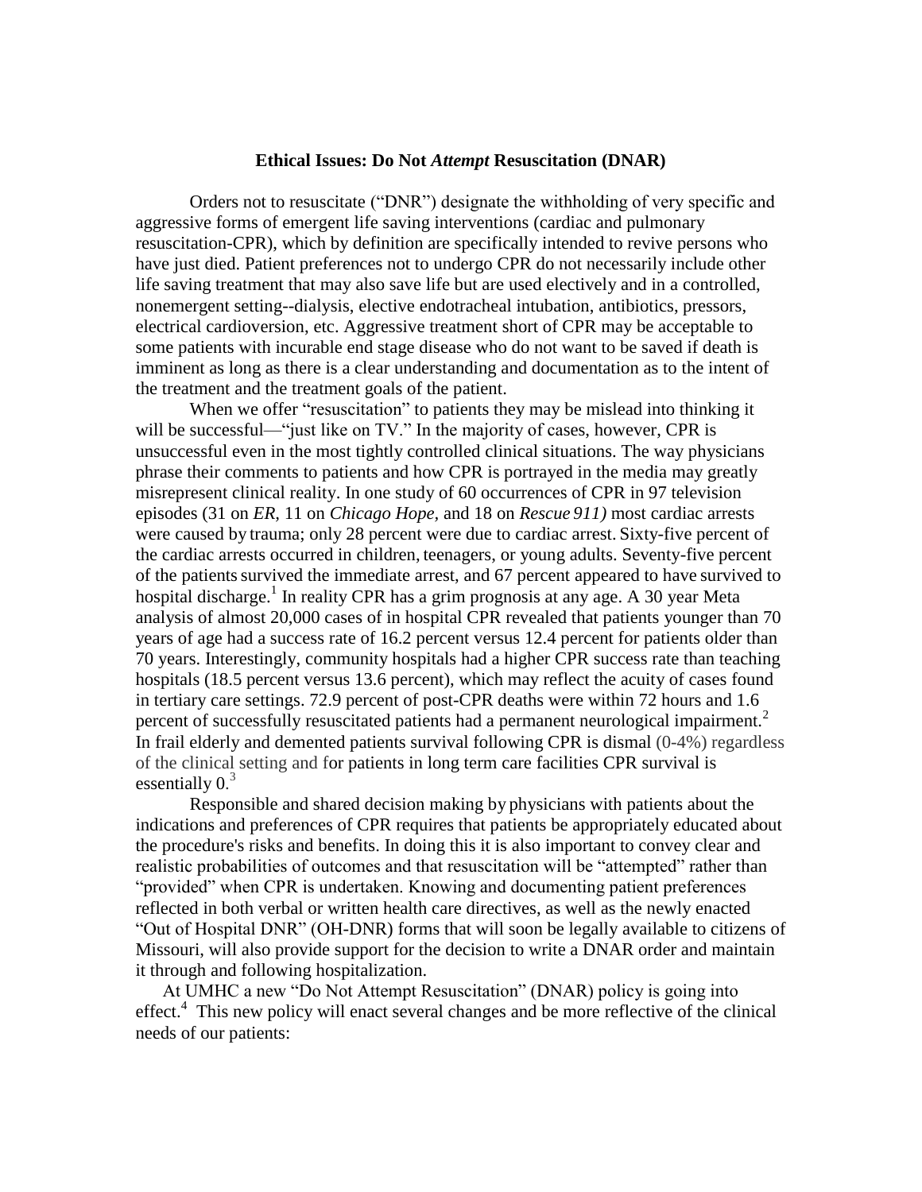# Ethical Issues: Do Not *Attempt* Resuscitation (DNAR)

Orders not to resuscitate ("DNR") designate the withholding of very specific and aggressive forms of emergent life saving interventions (cardiac and pulmonary resuscitation-CPR), which by definition are specifically intended to revive persons who have just died. Patient preferences not to undergo CPR do not necessarily include other life saving treatment that may also save life but are used electively and in a controlled, nonemergent setting--dialysis, elective endotracheal intubation, antibiotics, pressors, electrical cardioversion, etc. Aggressive treatment short of CPR may be acceptable to some patients with incurable end stage disease who do not want to be saved if death is imminent as long as there is a clear understanding and documentation as to the intent of the treatment and the treatment goals of the patient.

When we offer "resuscitation" to patients they may be mislead into thinking it will be successful—"just like on TV." In the majority of cases, however, CPR is unsuccessful even in the most tightly controlled clinical situations. The way physicians phrase their comments to patients and how CPR is portrayed in the media may greatly misrepresent clinical reality. In one study of 60 occurrences of CPR in 97 television episodes (31 on *ER*, 11 on *Chicago Hope*, and 18 on *Rescue 911)* most cardiac arrests were caused by trauma; only 28 percent were due to cardiac arrest. Sixty-five percent of the cardiac arrests occurred in children, teenagers, or young adults. Seventy-five percent of the patients survived the immediate arrest, and 67 percent appeared to have survived to hospital discharge.[1] In reality CPR has a grim prognosis at any age. A 30 year Meta analysis of almost 20,000 cases of in hospital CPR revealed that patients younger than 70 years of age had a success rate of 16.2 percent versus 12.4 percent for patients older than 70 years. Interestingly, community hospitals had a higher CPR success rate than teaching hospitals (18.5 percent versus 13.6 percent), which may reflect the acuity of cases found in tertiary care settings. 72.9 percent of post-CPR deaths were within 72 hours and 1.6 percent of successfully resuscitated patients had a permanent neurological impairment.[2] In frail elderly and demented patients survival following CPR is dismal (0-4%) regardless of the clinical setting and for patients in long term care facilities CPR survival is essentially 0.[3]

Responsible and shared decision making by physicians with patients about the indications and preferences of CPR requires that patients be appropriately educated about the procedure's risks and benefits. In doing this it is also important to convey clear and realistic probabilities of outcomes and that resuscitation will be "attempted" rather than "provided" when CPR is undertaken. Knowing and documenting patient preferences reflected in both verbal or written health care directives, as well as the newly enacted "Out of Hospital DNR" (OH-DNR) forms that will soon be legally available to citizens of Missouri, will also provide support for the decision to write a DNAR order and maintain it through and following hospitalization.

At UMHC a new "Do Not Attempt Resuscitation" (DNAR) policy is going into effect.[4] This new policy will enact several changes and be more reflective of the clinical needs of our patients: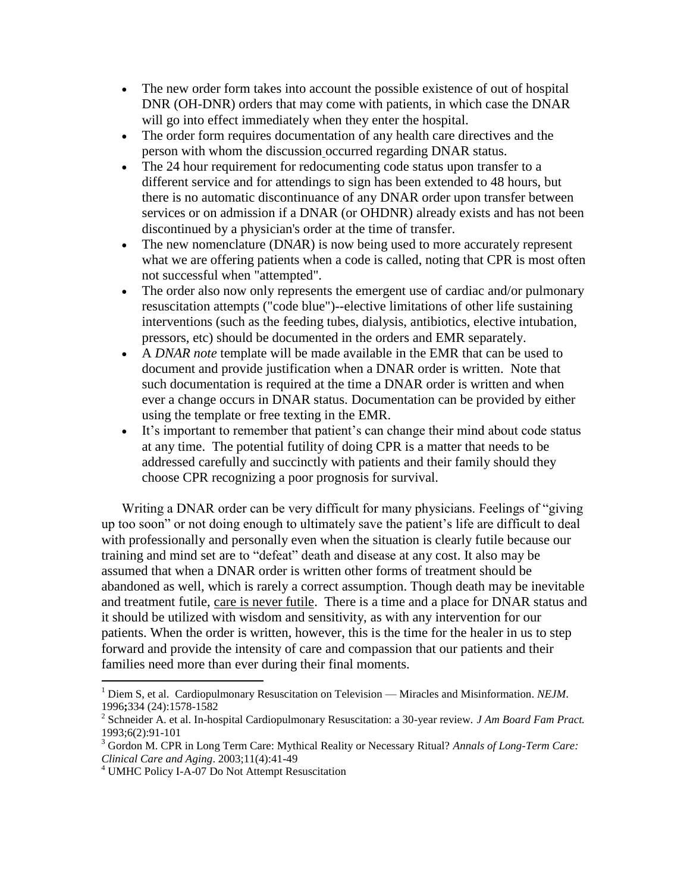- The new order form takes into account the possible existence of out of hospital DNR (OH-DNR) orders that may come with patients, in which case the DNAR will go into effect immediately when they enter the hospital.
- The order form requires documentation of any health care directives and the person with whom the discussion occurred regarding DNAR status.
- The 24 hour requirement for redocumenting code status upon transfer to a different service and for attendings to sign has been extended to 48 hours, but there is no automatic discontinuance of any DNAR order upon transfer between services or on admission if a DNAR (or OHDNR) already exists and has not been discontinued by a physician's order at the time of transfer.
- The new nomenclature (DN*A*R) is now being used to more accurately represent what we are offering patients when a code is called, noting that CPR is most often not successful when "attempted".
- The order also now only represents the emergent use of cardiac and/or pulmonary resuscitation attempts ("code blue")--elective limitations of other life sustaining interventions (such as the feeding tubes, dialysis, antibiotics, elective intubation, pressors, etc) should be documented in the orders and EMR separately.
- A *DNAR note* template will be made available in the EMR that can be used to document and provide justification when a DNAR order is written. Note that such documentation is required at the time a DNAR order is written and when ever a change occurs in DNAR status. Documentation can be provided by either using the template or free texting in the EMR.
- It's important to remember that patient's can change their mind about code status at any time. The potential futility of doing CPR is a matter that needs to be addressed carefully and succinctly with patients and their family should they choose CPR recognizing a poor prognosis for survival.

Writing a DNAR order can be very difficult for many physicians. Feelings of "giving up too soon" or not doing enough to ultimately save the patient's life are difficult to deal with professionally and personally even when the situation is clearly futile because our training and mind set are to "defeat" death and disease at any cost. It also may be assumed that when a DNAR order is written other forms of treatment should be abandoned as well, which is rarely a correct assumption. Though death may be inevitable and treatment futile, <u>care is never futile</u>. There is a time and a place for DNAR status and it should be utilized with wisdom and sensitivity, as with any intervention for our patients. When the order is written, however, this is the time for the healer in us to step forward and provide the intensity of care and compassion that our patients and their families need more than ever during their final moments.

---

[1] Diem S, et al. Cardiopulmonary Resuscitation on Television — Miracles and Misinformation. *NEJM*. 1996**;**334 (24):1578-1582

[2] Schneider A. et al. In-hospital Cardiopulmonary Resuscitation: a 30-year review. *J Am Board Fam Pract.* 1993;6(2):91-101

[3] Gordon M. CPR in Long Term Care: Mythical Reality or Necessary Ritual? *Annals of Long-Term Care: Clinical Care and Aging*. 2003;11(4):41-49

[4] UMHC Policy I-A-07 Do Not Attempt Resuscitation